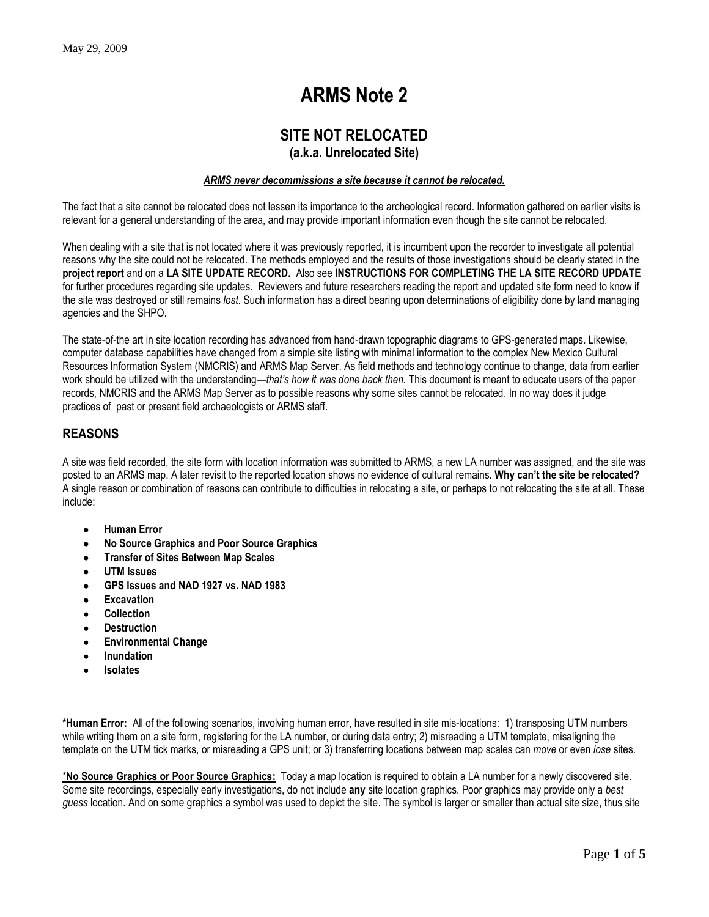May 29, 2009

# ARMS Note 2

## SITE NOT RELOCATED
### (a.k.a. Unrelocated Site)

***ARMS never decommissions a site because it cannot be relocated.***

The fact that a site cannot be relocated does not lessen its importance to the archeological record. Information gathered on earlier visits is relevant for a general understanding of the area, and may provide important information even though the site cannot be relocated.

When dealing with a site that is not located where it was previously reported, it is incumbent upon the recorder to investigate all potential reasons why the site could not be relocated. The methods employed and the results of those investigations should be clearly stated in the **project report** and on a **LA SITE UPDATE RECORD.** Also see **INSTRUCTIONS FOR COMPLETING THE LA SITE RECORD UPDATE** for further procedures regarding site updates. Reviewers and future researchers reading the report and updated site form need to know if the site was destroyed or still remains *lost*. Such information has a direct bearing upon determinations of eligibility done by land managing agencies and the SHPO.

The state-of-the art in site location recording has advanced from hand-drawn topographic diagrams to GPS-generated maps. Likewise, computer database capabilities have changed from a simple site listing with minimal information to the complex New Mexico Cultural Resources Information System (NMCRIS) and ARMS Map Server. As field methods and technology continue to change, data from earlier work should be utilized with the understanding—*that's how it was done back then.* This document is meant to educate users of the paper records, NMCRIS and the ARMS Map Server as to possible reasons why some sites cannot be relocated. In no way does it judge practices of past or present field archaeologists or ARMS staff.

## REASONS

A site was field recorded, the site form with location information was submitted to ARMS, a new LA number was assigned, and the site was posted to an ARMS map. A later revisit to the reported location shows no evidence of cultural remains. **Why can't the site be relocated?** A single reason or combination of reasons can contribute to difficulties in relocating a site, or perhaps to not relocating the site at all. These include:

- **Human Error**
- **No Source Graphics and Poor Source Graphics**
- **Transfer of Sites Between Map Scales**
- **UTM Issues**
- **GPS Issues and NAD 1927 vs. NAD 1983**
- **Excavation**
- **Collection**
- **Destruction**
- **Environmental Change**
- **Inundation**
- **Isolates**

**\*Human Error:** All of the following scenarios, involving human error, have resulted in site mis-locations: 1) transposing UTM numbers while writing them on a site form, registering for the LA number, or during data entry; 2) misreading a UTM template, misaligning the template on the UTM tick marks, or misreading a GPS unit; or 3) transferring locations between map scales can *move* or even *lose* sites.

\***No Source Graphics or Poor Source Graphics:** Today a map location is required to obtain a LA number for a newly discovered site. Some site recordings, especially early investigations, do not include **any** site location graphics. Poor graphics may provide only a *best guess* location. And on some graphics a symbol was used to depict the site. The symbol is larger or smaller than actual site size, thus site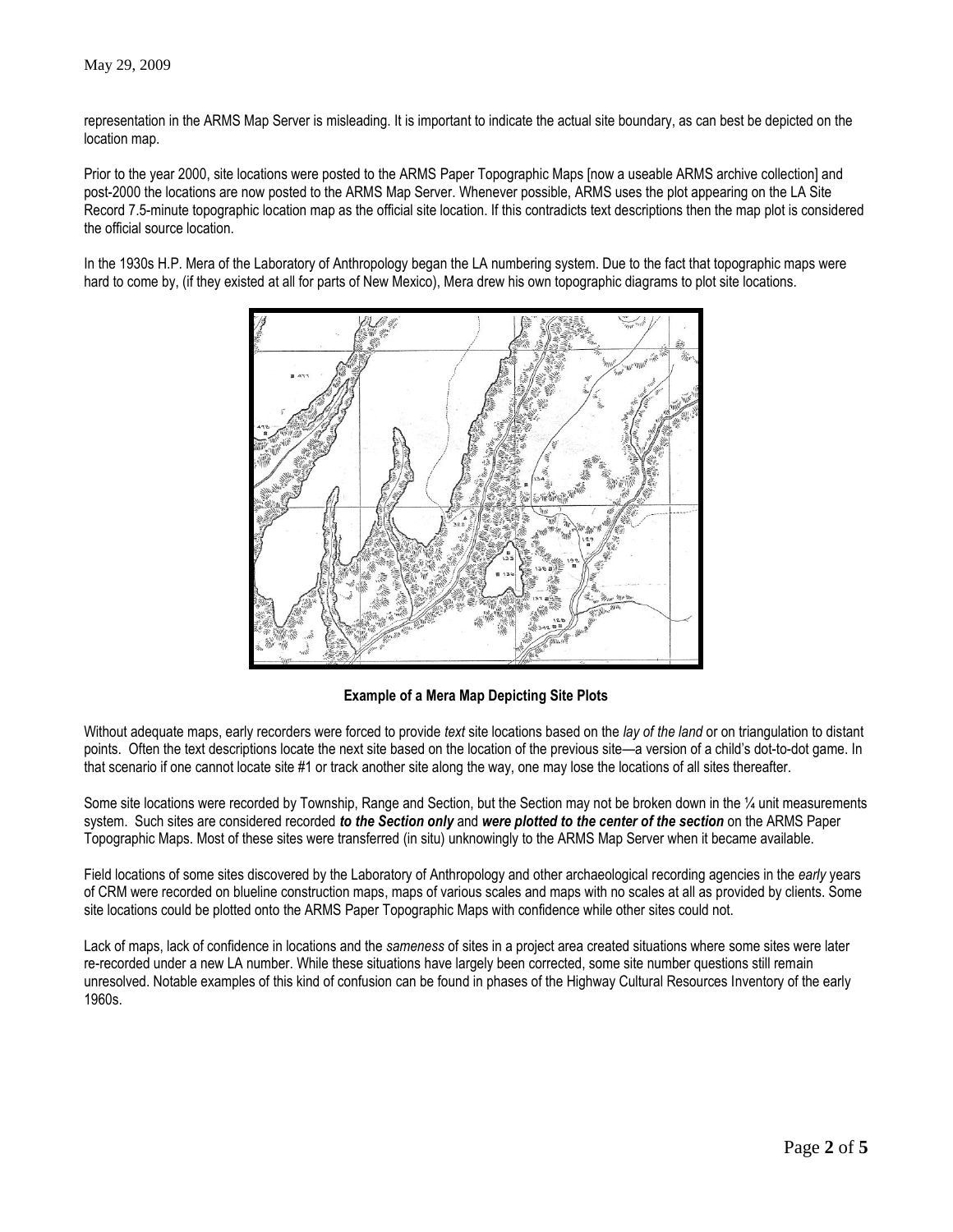representation in the ARMS Map Server is misleading. It is important to indicate the actual site boundary, as can best be depicted on the location map.

Prior to the year 2000, site locations were posted to the ARMS Paper Topographic Maps [now a useable ARMS archive collection] and post-2000 the locations are now posted to the ARMS Map Server. Whenever possible, ARMS uses the plot appearing on the LA Site Record 7.5-minute topographic location map as the official site location. If this contradicts text descriptions then the map plot is considered the official source location.

In the 1930s H.P. Mera of the Laboratory of Anthropology began the LA numbering system. Due to the fact that topographic maps were hard to come by, (if they existed at all for parts of New Mexico), Mera drew his own topographic diagrams to plot site locations.

**Example of a Mera Map Depicting Site Plots**

Without adequate maps, early recorders were forced to provide *text* site locations based on the *lay of the land* or on triangulation to distant points. Often the text descriptions locate the next site based on the location of the previous site—a version of a child's dot-to-dot game. In that scenario if one cannot locate site #1 or track another site along the way, one may lose the locations of all sites thereafter.

Some site locations were recorded by Township, Range and Section, but the Section may not be broken down in the ¼ unit measurements system. Such sites are considered recorded ***to the Section only*** and ***were plotted to the center of the section*** on the ARMS Paper Topographic Maps. Most of these sites were transferred (in situ) unknowingly to the ARMS Map Server when it became available.

Field locations of some sites discovered by the Laboratory of Anthropology and other archaeological recording agencies in the *early* years of CRM were recorded on blueline construction maps, maps of various scales and maps with no scales at all as provided by clients. Some site locations could be plotted onto the ARMS Paper Topographic Maps with confidence while other sites could not.

Lack of maps, lack of confidence in locations and the *sameness* of sites in a project area created situations where some sites were later re-recorded under a new LA number. While these situations have largely been corrected, some site number questions still remain unresolved. Notable examples of this kind of confusion can be found in phases of the Highway Cultural Resources Inventory of the early 1960s.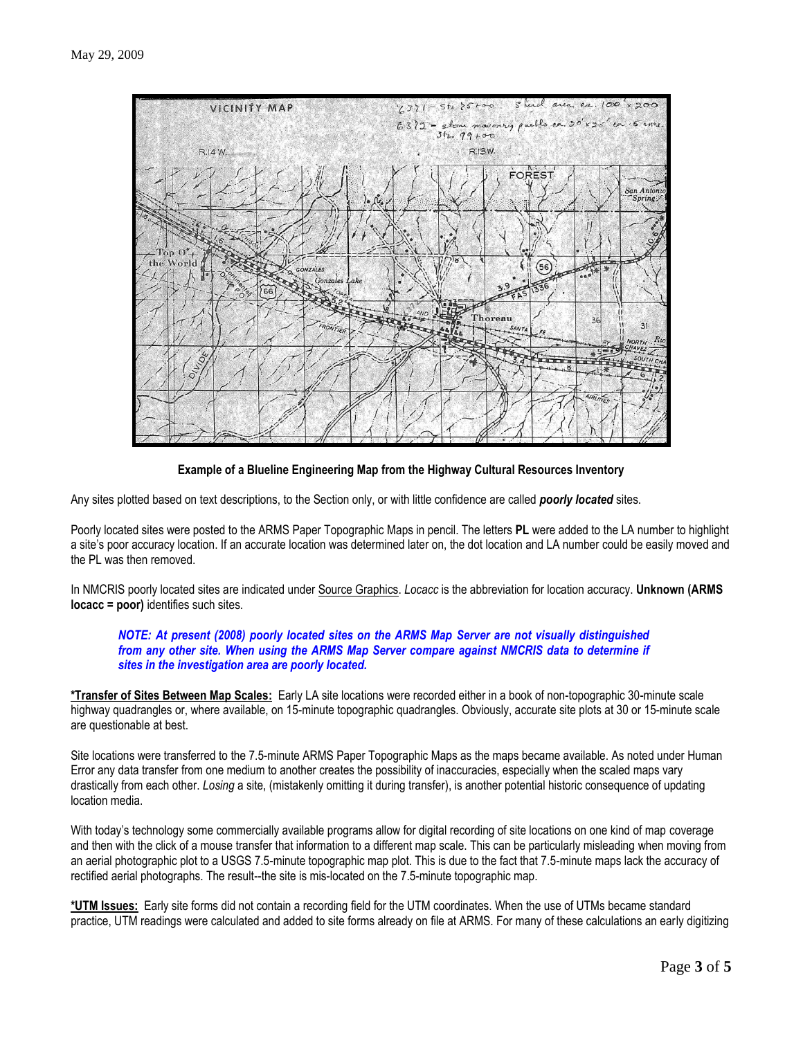May 29, 2009

**Example of a Blueline Engineering Map from the Highway Cultural Resources Inventory**

Any sites plotted based on text descriptions, to the Section only, or with little confidence are called ***poorly located*** sites.

Poorly located sites were posted to the ARMS Paper Topographic Maps in pencil. The letters **PL** were added to the LA number to highlight a site's poor accuracy location. If an accurate location was determined later on, the dot location and LA number could be easily moved and the PL was then removed.

In NMCRIS poorly located sites are indicated under Source Graphics. *Locacc* is the abbreviation for location accuracy. **Unknown (ARMS locacc = poor)** identifies such sites.

> ***NOTE: At present (2008) poorly located sites on the ARMS Map Server are not visually distinguished from any other site. When using the ARMS Map Server compare against NMCRIS data to determine if sites in the investigation area are poorly located.***

**\*Transfer of Sites Between Map Scales:** Early LA site locations were recorded either in a book of non-topographic 30-minute scale highway quadrangles or, where available, on 15-minute topographic quadrangles. Obviously, accurate site plots at 30 or 15-minute scale are questionable at best.

Site locations were transferred to the 7.5-minute ARMS Paper Topographic Maps as the maps became available. As noted under Human Error any data transfer from one medium to another creates the possibility of inaccuracies, especially when the scaled maps vary drastically from each other. *Losing* a site, (mistakenly omitting it during transfer), is another potential historic consequence of updating location media.

With today's technology some commercially available programs allow for digital recording of site locations on one kind of map coverage and then with the click of a mouse transfer that information to a different map scale. This can be particularly misleading when moving from an aerial photographic plot to a USGS 7.5-minute topographic map plot. This is due to the fact that 7.5-minute maps lack the accuracy of rectified aerial photographs. The result--the site is mis-located on the 7.5-minute topographic map.

**\*UTM Issues:** Early site forms did not contain a recording field for the UTM coordinates. When the use of UTMs became standard practice, UTM readings were calculated and added to site forms already on file at ARMS. For many of these calculations an early digitizing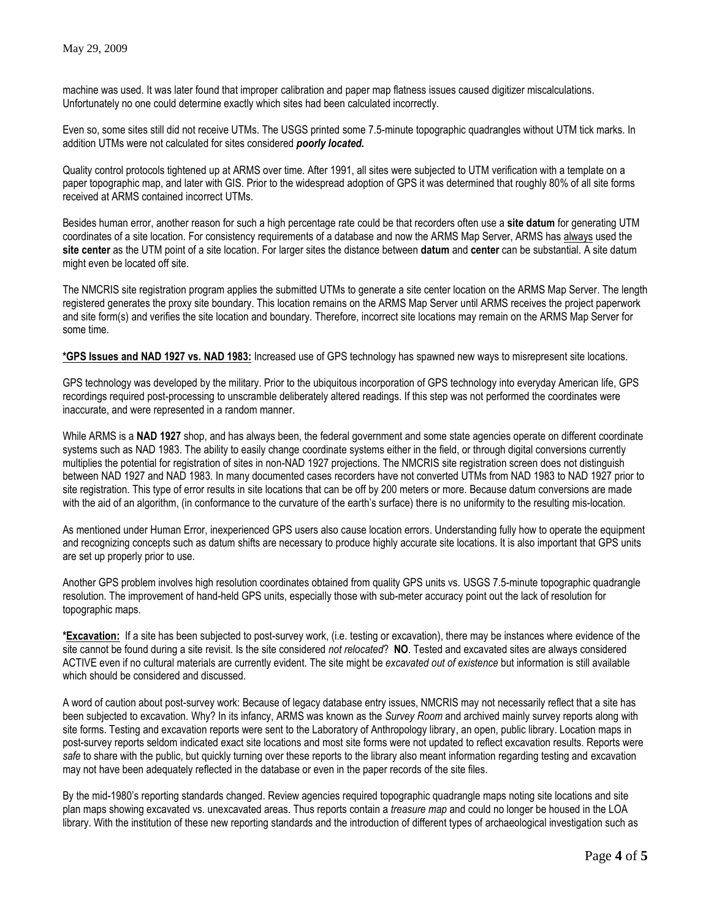machine was used. It was later found that improper calibration and paper map flatness issues caused digitizer miscalculations. Unfortunately no one could determine exactly which sites had been calculated incorrectly.

Even so, some sites still did not receive UTMs. The USGS printed some 7.5-minute topographic quadrangles without UTM tick marks. In addition UTMs were not calculated for sites considered ***poorly located.***

Quality control protocols tightened up at ARMS over time. After 1991, all sites were subjected to UTM verification with a template on a paper topographic map, and later with GIS. Prior to the widespread adoption of GPS it was determined that roughly 80% of all site forms received at ARMS contained incorrect UTMs.

Besides human error, another reason for such a high percentage rate could be that recorders often use a **site datum** for generating UTM coordinates of a site location. For consistency requirements of a database and now the ARMS Map Server, ARMS has always used the **site center** as the UTM point of a site location. For larger sites the distance between **datum** and **center** can be substantial. A site datum might even be located off site.

The NMCRIS site registration program applies the submitted UTMs to generate a site center location on the ARMS Map Server. The length registered generates the proxy site boundary. This location remains on the ARMS Map Server until ARMS receives the project paperwork and site form(s) and verifies the site location and boundary. Therefore, incorrect site locations may remain on the ARMS Map Server for some time.

**\*GPS Issues and NAD 1927 vs. NAD 1983:** Increased use of GPS technology has spawned new ways to misrepresent site locations.

GPS technology was developed by the military. Prior to the ubiquitous incorporation of GPS technology into everyday American life, GPS recordings required post-processing to unscramble deliberately altered readings. If this step was not performed the coordinates were inaccurate, and were represented in a random manner.

While ARMS is a **NAD 1927** shop, and has always been, the federal government and some state agencies operate on different coordinate systems such as NAD 1983. The ability to easily change coordinate systems either in the field, or through digital conversions currently multiplies the potential for registration of sites in non-NAD 1927 projections. The NMCRIS site registration screen does not distinguish between NAD 1927 and NAD 1983. In many documented cases recorders have not converted UTMs from NAD 1983 to NAD 1927 prior to site registration. This type of error results in site locations that can be off by 200 meters or more. Because datum conversions are made with the aid of an algorithm, (in conformance to the curvature of the earth's surface) there is no uniformity to the resulting mis-location.

As mentioned under Human Error, inexperienced GPS users also cause location errors. Understanding fully how to operate the equipment and recognizing concepts such as datum shifts are necessary to produce highly accurate site locations. It is also important that GPS units are set up properly prior to use.

Another GPS problem involves high resolution coordinates obtained from quality GPS units vs. USGS 7.5-minute topographic quadrangle resolution. The improvement of hand-held GPS units, especially those with sub-meter accuracy point out the lack of resolution for topographic maps.

**\*Excavation:** If a site has been subjected to post-survey work, (i.e. testing or excavation), there may be instances where evidence of the site cannot be found during a site revisit. Is the site considered *not relocated*? **NO**. Tested and excavated sites are always considered ACTIVE even if no cultural materials are currently evident. The site might be *excavated out of existence* but information is still available which should be considered and discussed.

A word of caution about post-survey work: Because of legacy database entry issues, NMCRIS may not necessarily reflect that a site has been subjected to excavation. Why? In its infancy, ARMS was known as the *Survey Room* and archived mainly survey reports along with site forms. Testing and excavation reports were sent to the Laboratory of Anthropology library, an open, public library. Location maps in post-survey reports seldom indicated exact site locations and most site forms were not updated to reflect excavation results. Reports were *safe* to share with the public, but quickly turning over these reports to the library also meant information regarding testing and excavation may not have been adequately reflected in the database or even in the paper records of the site files.

By the mid-1980's reporting standards changed. Review agencies required topographic quadrangle maps noting site locations and site plan maps showing excavated vs. unexcavated areas. Thus reports contain a *treasure map* and could no longer be housed in the LOA library. With the institution of these new reporting standards and the introduction of different types of archaeological investigation such as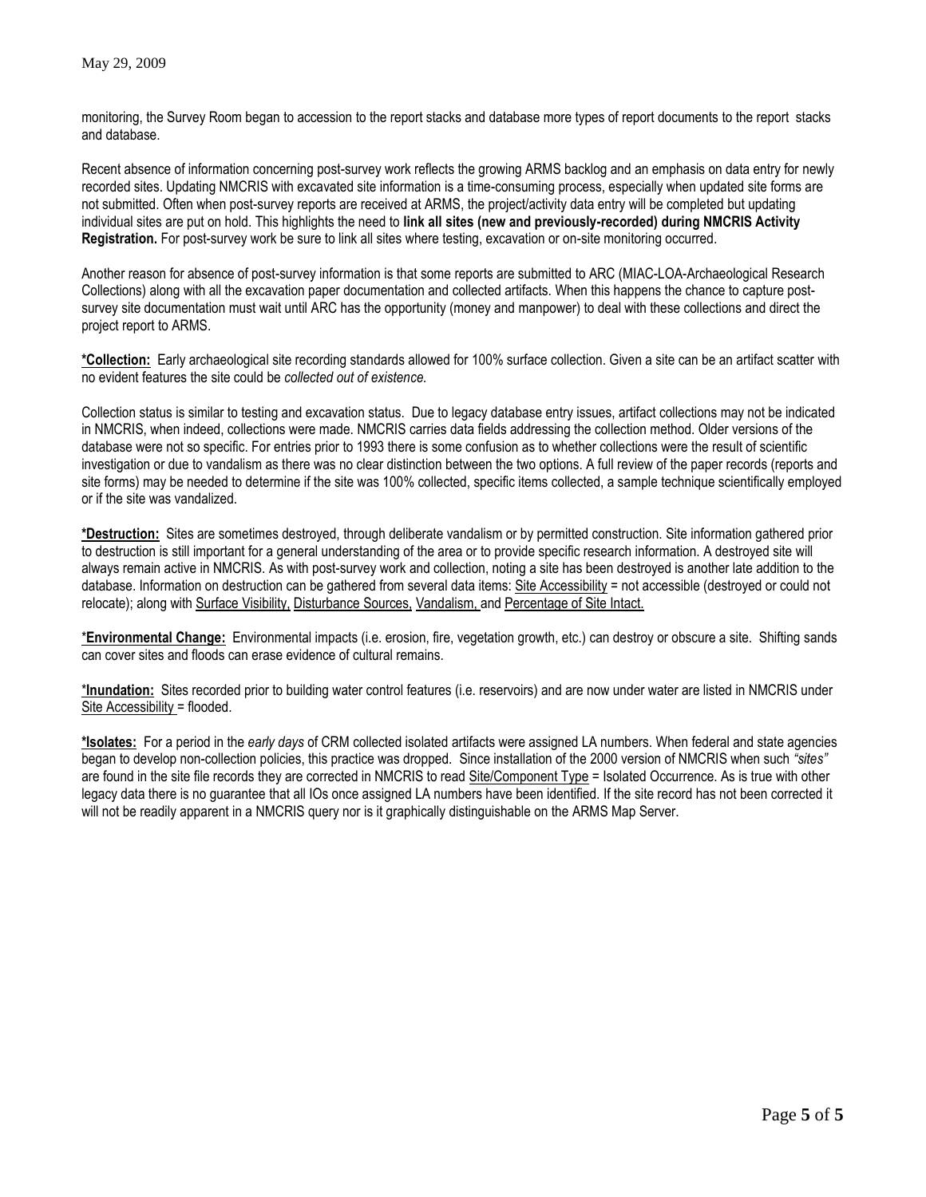monitoring, the Survey Room began to accession to the report stacks and database more types of report documents to the report stacks and database.

Recent absence of information concerning post-survey work reflects the growing ARMS backlog and an emphasis on data entry for newly recorded sites. Updating NMCRIS with excavated site information is a time-consuming process, especially when updated site forms are not submitted. Often when post-survey reports are received at ARMS, the project/activity data entry will be completed but updating individual sites are put on hold. This highlights the need to **link all sites (new and previously-recorded) during NMCRIS Activity Registration.** For post-survey work be sure to link all sites where testing, excavation or on-site monitoring occurred.

Another reason for absence of post-survey information is that some reports are submitted to ARC (MIAC-LOA-Archaeological Research Collections) along with all the excavation paper documentation and collected artifacts. When this happens the chance to capture post-survey site documentation must wait until ARC has the opportunity (money and manpower) to deal with these collections and direct the project report to ARMS.

**<u>*Collection:</u>** Early archaeological site recording standards allowed for 100% surface collection. Given a site can be an artifact scatter with no evident features the site could be *collected out of existence.*

Collection status is similar to testing and excavation status. Due to legacy database entry issues, artifact collections may not be indicated in NMCRIS, when indeed, collections were made. NMCRIS carries data fields addressing the collection method. Older versions of the database were not so specific. For entries prior to 1993 there is some confusion as to whether collections were the result of scientific investigation or due to vandalism as there was no clear distinction between the two options. A full review of the paper records (reports and site forms) may be needed to determine if the site was 100% collected, specific items collected, a sample technique scientifically employed or if the site was vandalized.

**<u>*Destruction:</u>** Sites are sometimes destroyed, through deliberate vandalism or by permitted construction. Site information gathered prior to destruction is still important for a general understanding of the area or to provide specific research information. A destroyed site will always remain active in NMCRIS. As with post-survey work and collection, noting a site has been destroyed is another late addition to the database. Information on destruction can be gathered from several data items: <u>Site Accessibility</u> = not accessible (destroyed or could not relocate); along with <u>Surface Visibility,</u> <u>Disturbance Sources,</u> <u>Vandalism,</u> and <u>Percentage of Site Intact.</u>

*<u>**Environmental Change:**</u> Environmental impacts (i.e. erosion, fire, vegetation growth, etc.) can destroy or obscure a site. Shifting sands can cover sites and floods can erase evidence of cultural remains.

*<u>**Inundation:**</u> Sites recorded prior to building water control features (i.e. reservoirs) and are now under water are listed in NMCRIS under <u>Site Accessibility</u> = flooded.

**<u>*Isolates:</u>** For a period in the *early days* of CRM collected isolated artifacts were assigned LA numbers. When federal and state agencies began to develop non-collection policies, this practice was dropped. Since installation of the 2000 version of NMCRIS when such *"sites"* are found in the site file records they are corrected in NMCRIS to read <u>Site/Component Type</u> = Isolated Occurrence. As is true with other legacy data there is no guarantee that all IOs once assigned LA numbers have been identified. If the site record has not been corrected it will not be readily apparent in a NMCRIS query nor is it graphically distinguishable on the ARMS Map Server.